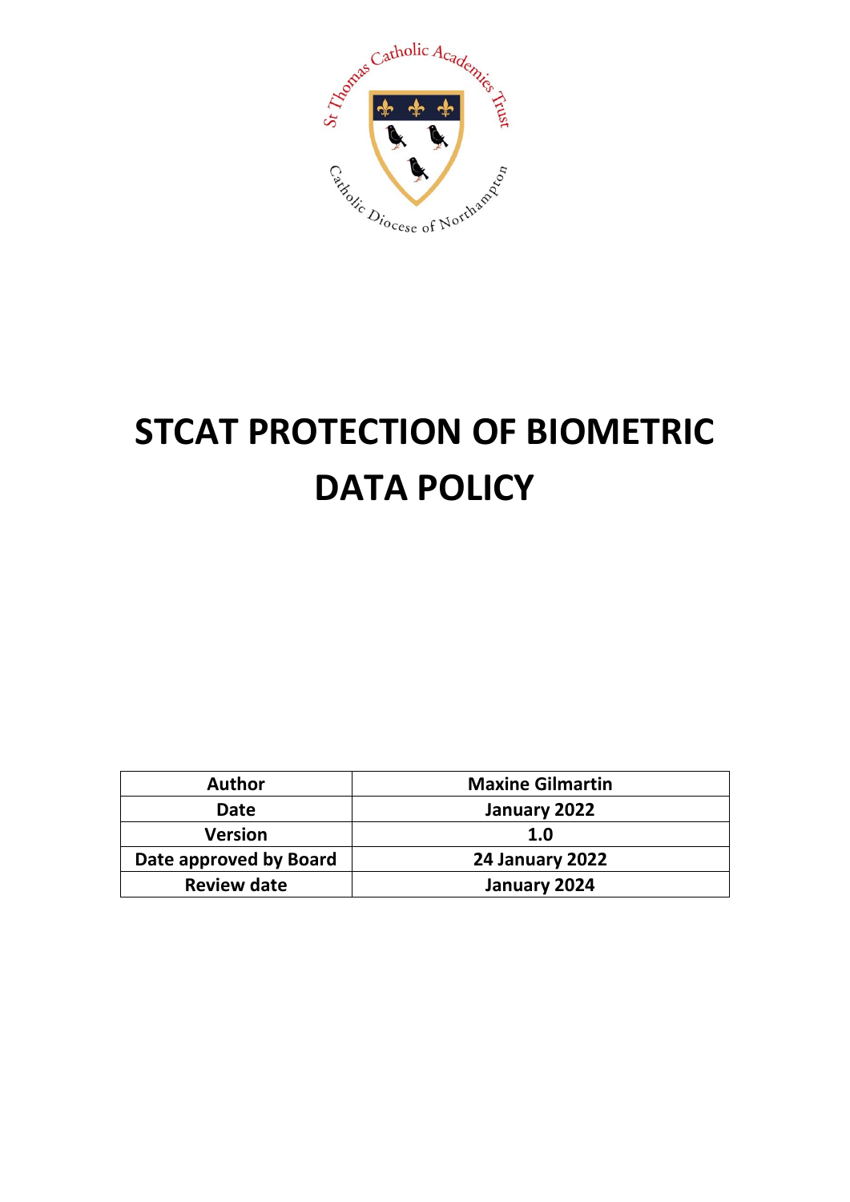# STCAT PROTECTION OF BIOMETRIC DATA POLICY

| Author | Maxine Gilmartin |
| --- | --- |
| Date | January 2022 |
| Version | 1.0 |
| Date approved by Board | 24 January 2022 |
| Review date | January 2024 |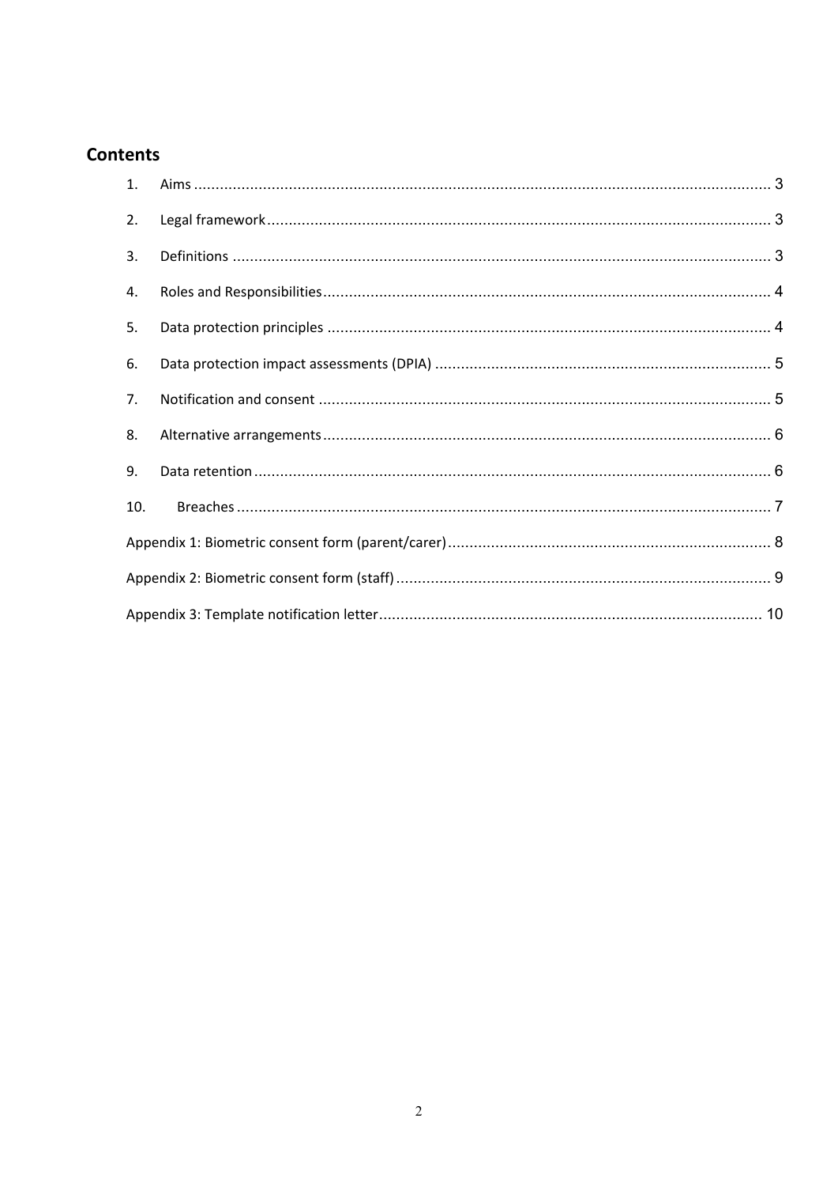## Contents

1. Aims ..................................................................................................................................... 3
2. Legal framework ................................................................................................................... 3
3. Definitions ............................................................................................................................ 3
4. Roles and Responsibilities ...................................................................................................... 4
5. Data protection principles ...................................................................................................... 4
6. Data protection impact assessments (DPIA) ............................................................................. 5
7. Notification and consent ........................................................................................................ 5
8. Alternative arrangements ....................................................................................................... 6
9. Data retention ....................................................................................................................... 6
10. Breaches ............................................................................................................................ 7

Appendix 1: Biometric consent form (parent/carer) .......................................................................... 8

Appendix 2: Biometric consent form (staff) ...................................................................................... 9

Appendix 3: Template notification letter ......................................................................................... 10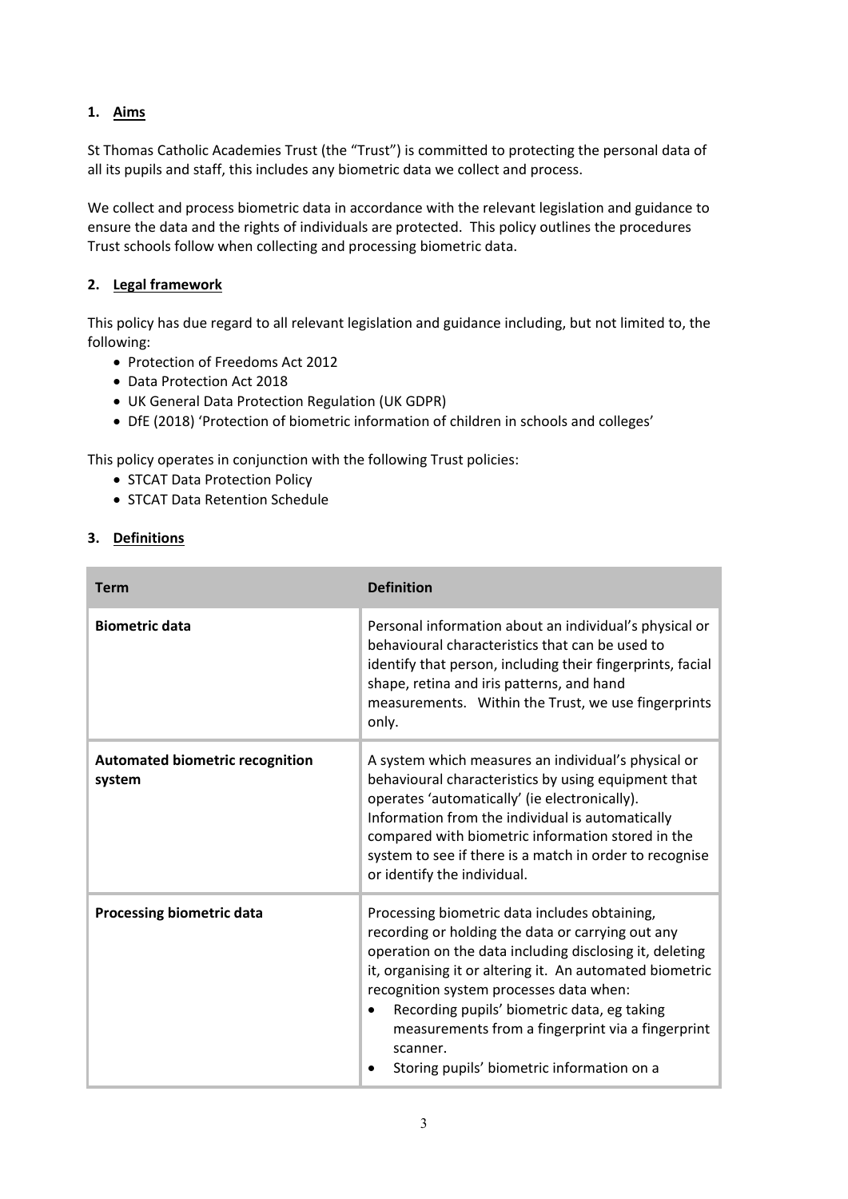## 1. Aims

St Thomas Catholic Academies Trust (the "Trust") is committed to protecting the personal data of all its pupils and staff, this includes any biometric data we collect and process.

We collect and process biometric data in accordance with the relevant legislation and guidance to ensure the data and the rights of individuals are protected. This policy outlines the procedures Trust schools follow when collecting and processing biometric data.

## 2. Legal framework

This policy has due regard to all relevant legislation and guidance including, but not limited to, the following:

- Protection of Freedoms Act 2012
- Data Protection Act 2018
- UK General Data Protection Regulation (UK GDPR)
- DfE (2018) 'Protection of biometric information of children in schools and colleges'

This policy operates in conjunction with the following Trust policies:

- STCAT Data Protection Policy
- STCAT Data Retention Schedule

## 3. Definitions

| Term | Definition |
|---|---|
| **Biometric data** | Personal information about an individual's physical or behavioural characteristics that can be used to identify that person, including their fingerprints, facial shape, retina and iris patterns, and hand measurements. Within the Trust, we use fingerprints only. |
| **Automated biometric recognition system** | A system which measures an individual's physical or behavioural characteristics by using equipment that operates 'automatically' (ie electronically). Information from the individual is automatically compared with biometric information stored in the system to see if there is a match in order to recognise or identify the individual. |
| **Processing biometric data** | Processing biometric data includes obtaining, recording or holding the data or carrying out any operation on the data including disclosing it, deleting it, organising it or altering it. An automated biometric recognition system processes data when:<br>• Recording pupils' biometric data, eg taking measurements from a fingerprint via a fingerprint scanner.<br>• Storing pupils' biometric information on a |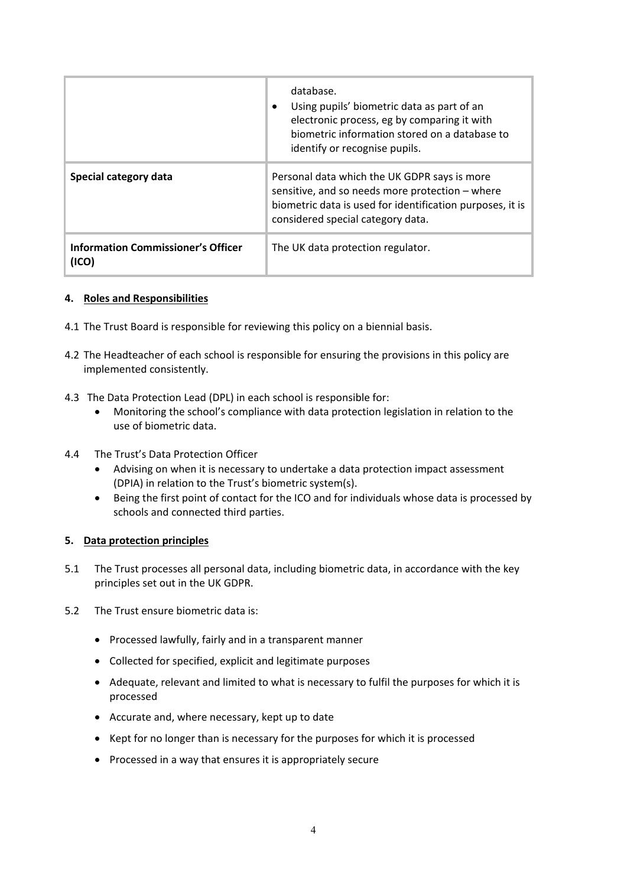| | |
|---|---|
| | database.<br>• Using pupils' biometric data as part of an electronic process, eg by comparing it with biometric information stored on a database to identify or recognise pupils. |
| **Special category data** | Personal data which the UK GDPR says is more sensitive, and so needs more protection – where biometric data is used for identification purposes, it is considered special category data. |
| **Information Commissioner's Officer (ICO)** | The UK data protection regulator. |

**4. Roles and Responsibilities**

4.1 The Trust Board is responsible for reviewing this policy on a biennial basis.

4.2 The Headteacher of each school is responsible for ensuring the provisions in this policy are implemented consistently.

4.3 The Data Protection Lead (DPL) in each school is responsible for:

- Monitoring the school's compliance with data protection legislation in relation to the use of biometric data.

4.4 The Trust's Data Protection Officer

- Advising on when it is necessary to undertake a data protection impact assessment (DPIA) in relation to the Trust's biometric system(s).
- Being the first point of contact for the ICO and for individuals whose data is processed by schools and connected third parties.

**5. Data protection principles**

5.1 The Trust processes all personal data, including biometric data, in accordance with the key principles set out in the UK GDPR.

5.2 The Trust ensure biometric data is:

- Processed lawfully, fairly and in a transparent manner
- Collected for specified, explicit and legitimate purposes
- Adequate, relevant and limited to what is necessary to fulfil the purposes for which it is processed
- Accurate and, where necessary, kept up to date
- Kept for no longer than is necessary for the purposes for which it is processed
- Processed in a way that ensures it is appropriately secure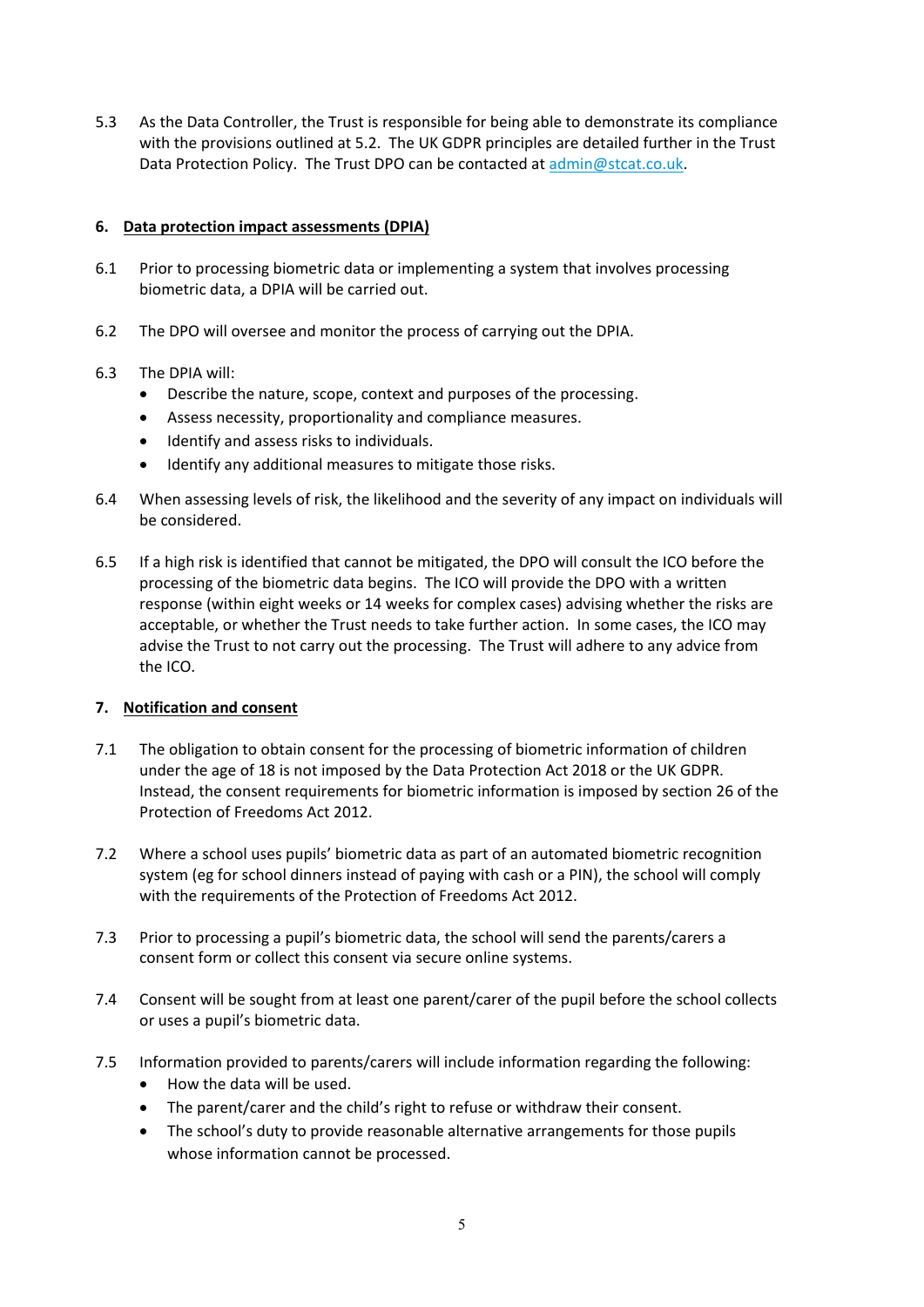5.3 As the Data Controller, the Trust is responsible for being able to demonstrate its compliance with the provisions outlined at 5.2. The UK GDPR principles are detailed further in the Trust Data Protection Policy. The Trust DPO can be contacted at [admin@stcat.co.uk](mailto:admin@stcat.co.uk).

## 6. Data protection impact assessments (DPIA)

6.1 Prior to processing biometric data or implementing a system that involves processing biometric data, a DPIA will be carried out.

6.2 The DPO will oversee and monitor the process of carrying out the DPIA.

6.3 The DPIA will:

- Describe the nature, scope, context and purposes of the processing.
- Assess necessity, proportionality and compliance measures.
- Identify and assess risks to individuals.
- Identify any additional measures to mitigate those risks.

6.4 When assessing levels of risk, the likelihood and the severity of any impact on individuals will be considered.

6.5 If a high risk is identified that cannot be mitigated, the DPO will consult the ICO before the processing of the biometric data begins. The ICO will provide the DPO with a written response (within eight weeks or 14 weeks for complex cases) advising whether the risks are acceptable, or whether the Trust needs to take further action. In some cases, the ICO may advise the Trust to not carry out the processing. The Trust will adhere to any advice from the ICO.

## 7. Notification and consent

7.1 The obligation to obtain consent for the processing of biometric information of children under the age of 18 is not imposed by the Data Protection Act 2018 or the UK GDPR. Instead, the consent requirements for biometric information is imposed by section 26 of the Protection of Freedoms Act 2012.

7.2 Where a school uses pupils' biometric data as part of an automated biometric recognition system (eg for school dinners instead of paying with cash or a PIN), the school will comply with the requirements of the Protection of Freedoms Act 2012.

7.3 Prior to processing a pupil's biometric data, the school will send the parents/carers a consent form or collect this consent via secure online systems.

7.4 Consent will be sought from at least one parent/carer of the pupil before the school collects or uses a pupil's biometric data.

7.5 Information provided to parents/carers will include information regarding the following:

- How the data will be used.
- The parent/carer and the child's right to refuse or withdraw their consent.
- The school's duty to provide reasonable alternative arrangements for those pupils whose information cannot be processed.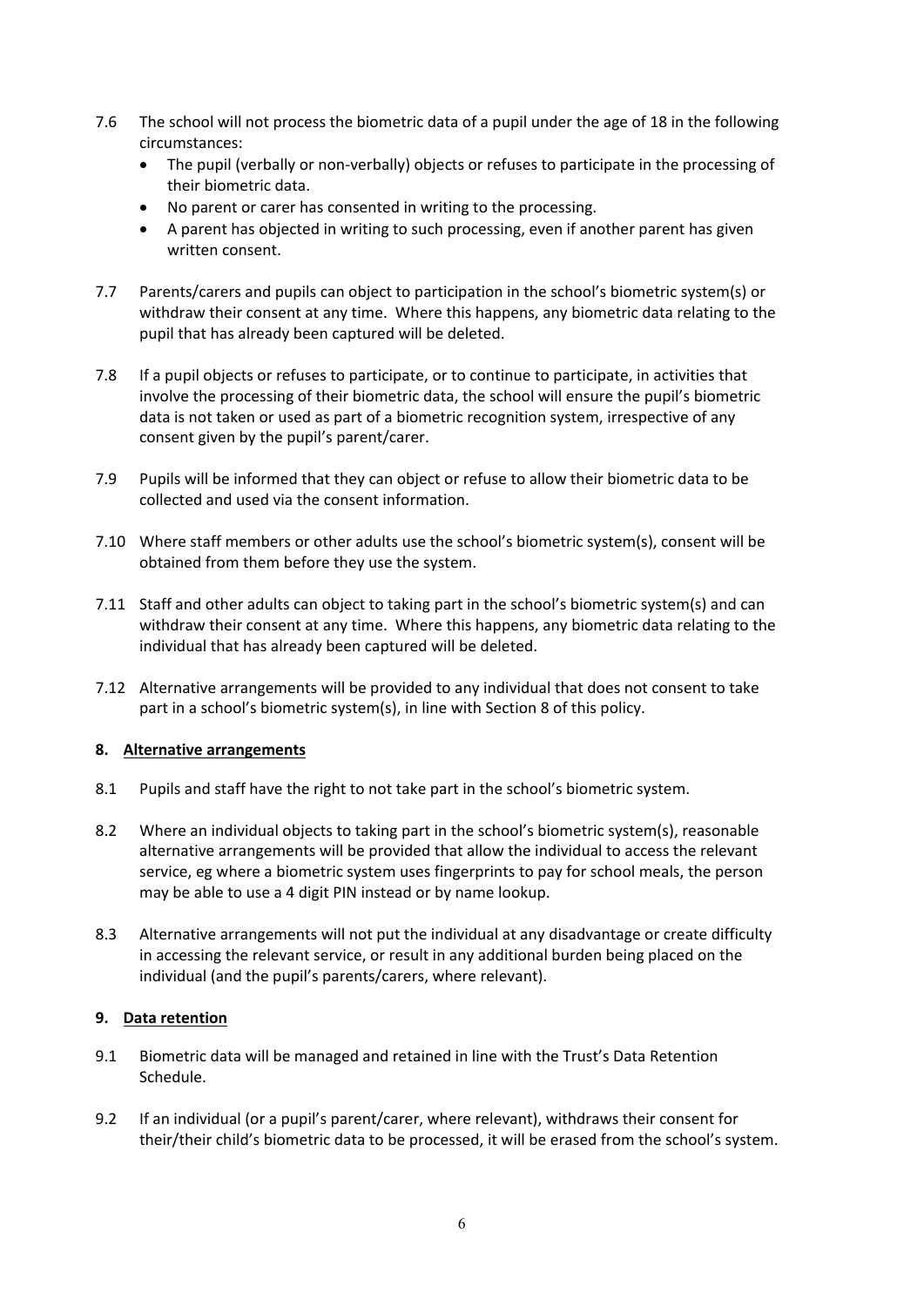7.6 The school will not process the biometric data of a pupil under the age of 18 in the following circumstances:
- The pupil (verbally or non-verbally) objects or refuses to participate in the processing of their biometric data.
- No parent or carer has consented in writing to the processing.
- A parent has objected in writing to such processing, even if another parent has given written consent.

7.7 Parents/carers and pupils can object to participation in the school's biometric system(s) or withdraw their consent at any time. Where this happens, any biometric data relating to the pupil that has already been captured will be deleted.

7.8 If a pupil objects or refuses to participate, or to continue to participate, in activities that involve the processing of their biometric data, the school will ensure the pupil's biometric data is not taken or used as part of a biometric recognition system, irrespective of any consent given by the pupil's parent/carer.

7.9 Pupils will be informed that they can object or refuse to allow their biometric data to be collected and used via the consent information.

7.10 Where staff members or other adults use the school's biometric system(s), consent will be obtained from them before they use the system.

7.11 Staff and other adults can object to taking part in the school's biometric system(s) and can withdraw their consent at any time. Where this happens, any biometric data relating to the individual that has already been captured will be deleted.

7.12 Alternative arrangements will be provided to any individual that does not consent to take part in a school's biometric system(s), in line with Section 8 of this policy.

## 8. Alternative arrangements

8.1 Pupils and staff have the right to not take part in the school's biometric system.

8.2 Where an individual objects to taking part in the school's biometric system(s), reasonable alternative arrangements will be provided that allow the individual to access the relevant service, eg where a biometric system uses fingerprints to pay for school meals, the person may be able to use a 4 digit PIN instead or by name lookup.

8.3 Alternative arrangements will not put the individual at any disadvantage or create difficulty in accessing the relevant service, or result in any additional burden being placed on the individual (and the pupil's parents/carers, where relevant).

## 9. Data retention

9.1 Biometric data will be managed and retained in line with the Trust's Data Retention Schedule.

9.2 If an individual (or a pupil's parent/carer, where relevant), withdraws their consent for their/their child's biometric data to be processed, it will be erased from the school's system.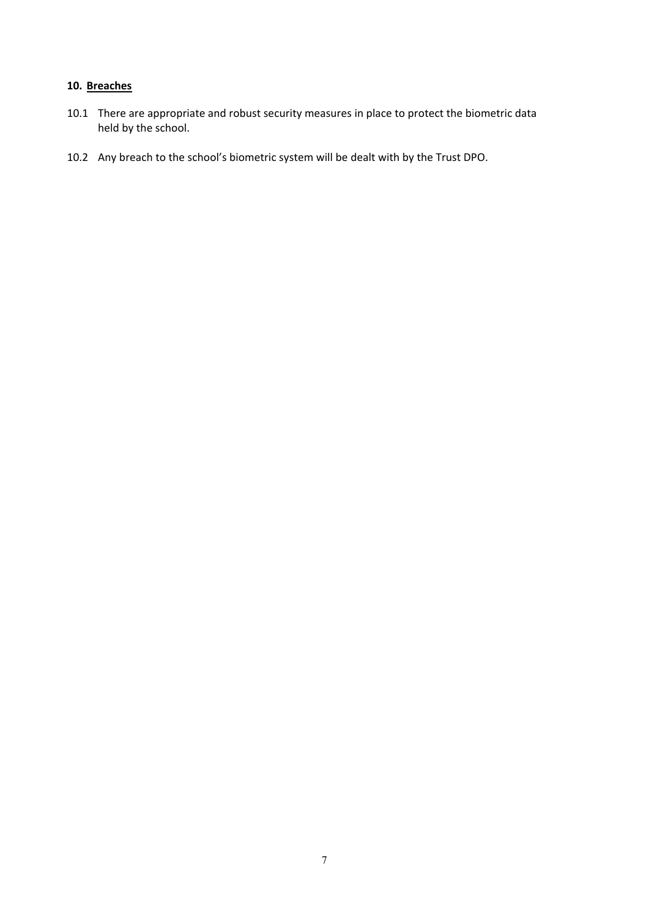## 10. Breaches

10.1 There are appropriate and robust security measures in place to protect the biometric data held by the school.

10.2 Any breach to the school's biometric system will be dealt with by the Trust DPO.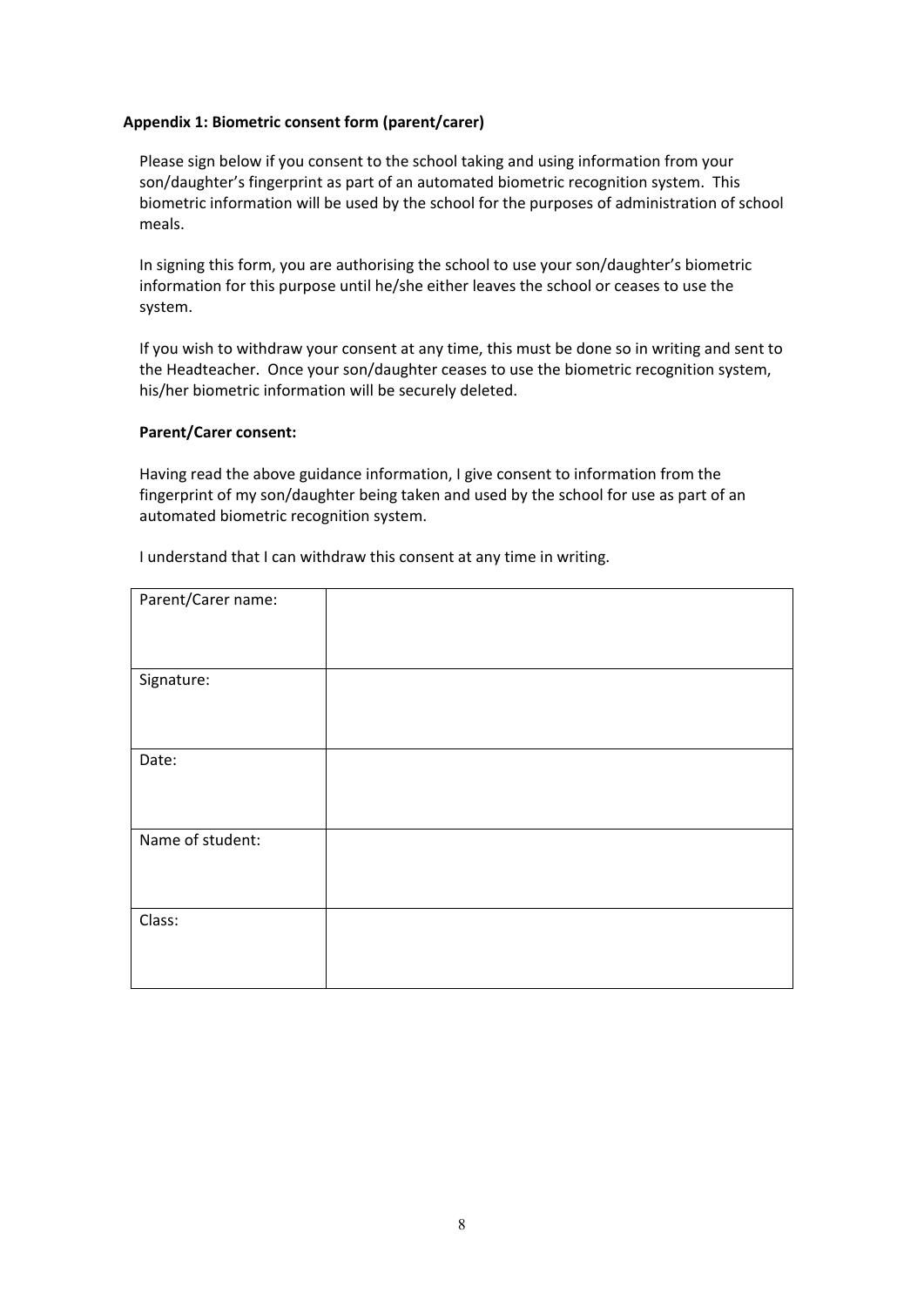**Appendix 1: Biometric consent form (parent/carer)**

Please sign below if you consent to the school taking and using information from your son/daughter's fingerprint as part of an automated biometric recognition system. This biometric information will be used by the school for the purposes of administration of school meals.

In signing this form, you are authorising the school to use your son/daughter's biometric information for this purpose until he/she either leaves the school or ceases to use the system.

If you wish to withdraw your consent at any time, this must be done so in writing and sent to the Headteacher. Once your son/daughter ceases to use the biometric recognition system, his/her biometric information will be securely deleted.

**Parent/Carer consent:**

Having read the above guidance information, I give consent to information from the fingerprint of my son/daughter being taken and used by the school for use as part of an automated biometric recognition system.

I understand that I can withdraw this consent at any time in writing.

| Parent/Carer name: | |
|---|---|
| Signature: | |
| Date: | |
| Name of student: | |
| Class: | |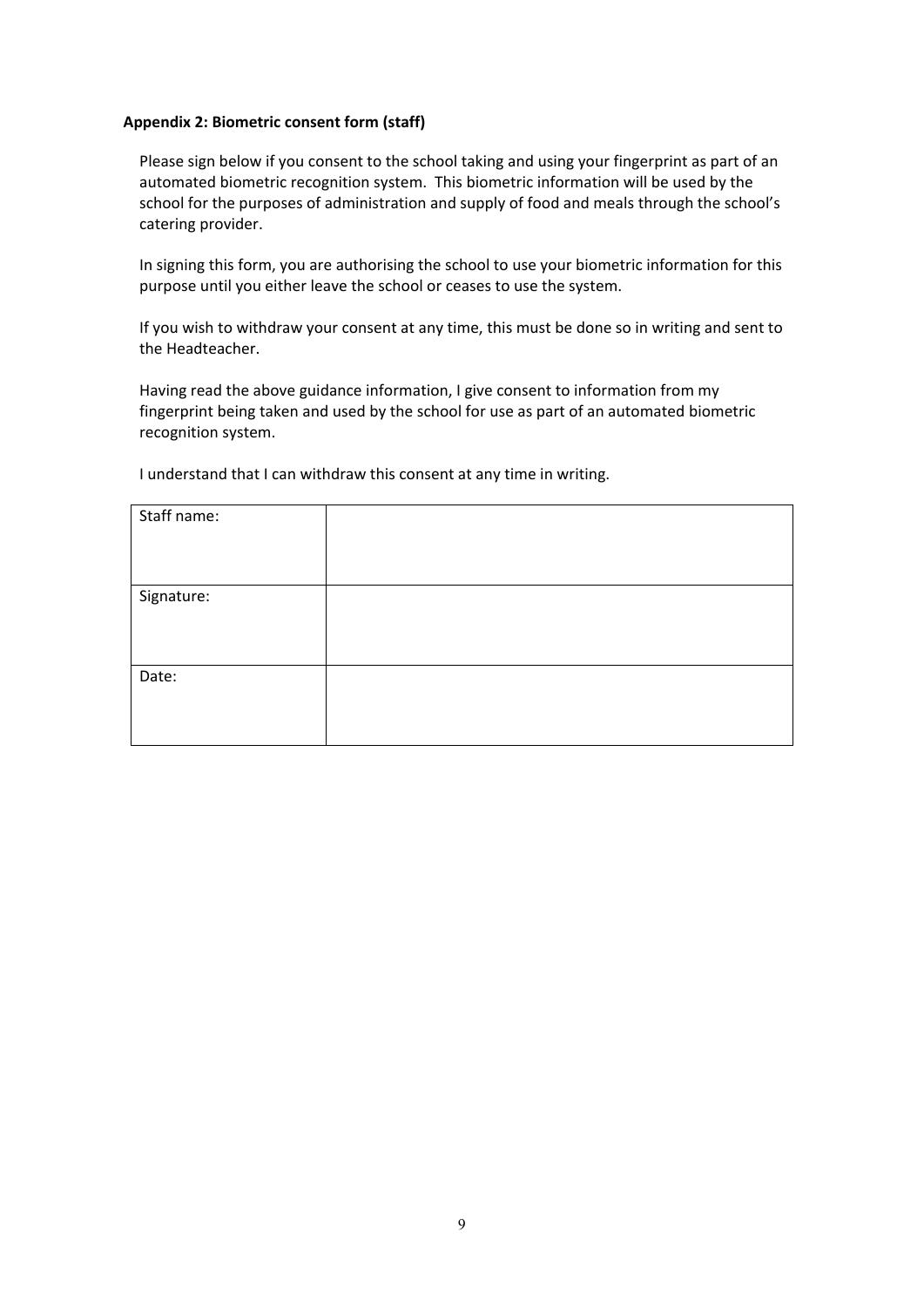**Appendix 2: Biometric consent form (staff)**

Please sign below if you consent to the school taking and using your fingerprint as part of an automated biometric recognition system. This biometric information will be used by the school for the purposes of administration and supply of food and meals through the school's catering provider.

In signing this form, you are authorising the school to use your biometric information for this purpose until you either leave the school or ceases to use the system.

If you wish to withdraw your consent at any time, this must be done so in writing and sent to the Headteacher.

Having read the above guidance information, I give consent to information from my fingerprint being taken and used by the school for use as part of an automated biometric recognition system.

I understand that I can withdraw this consent at any time in writing.

| Staff name: | |
|---|---|
| Signature: | |
| Date: | |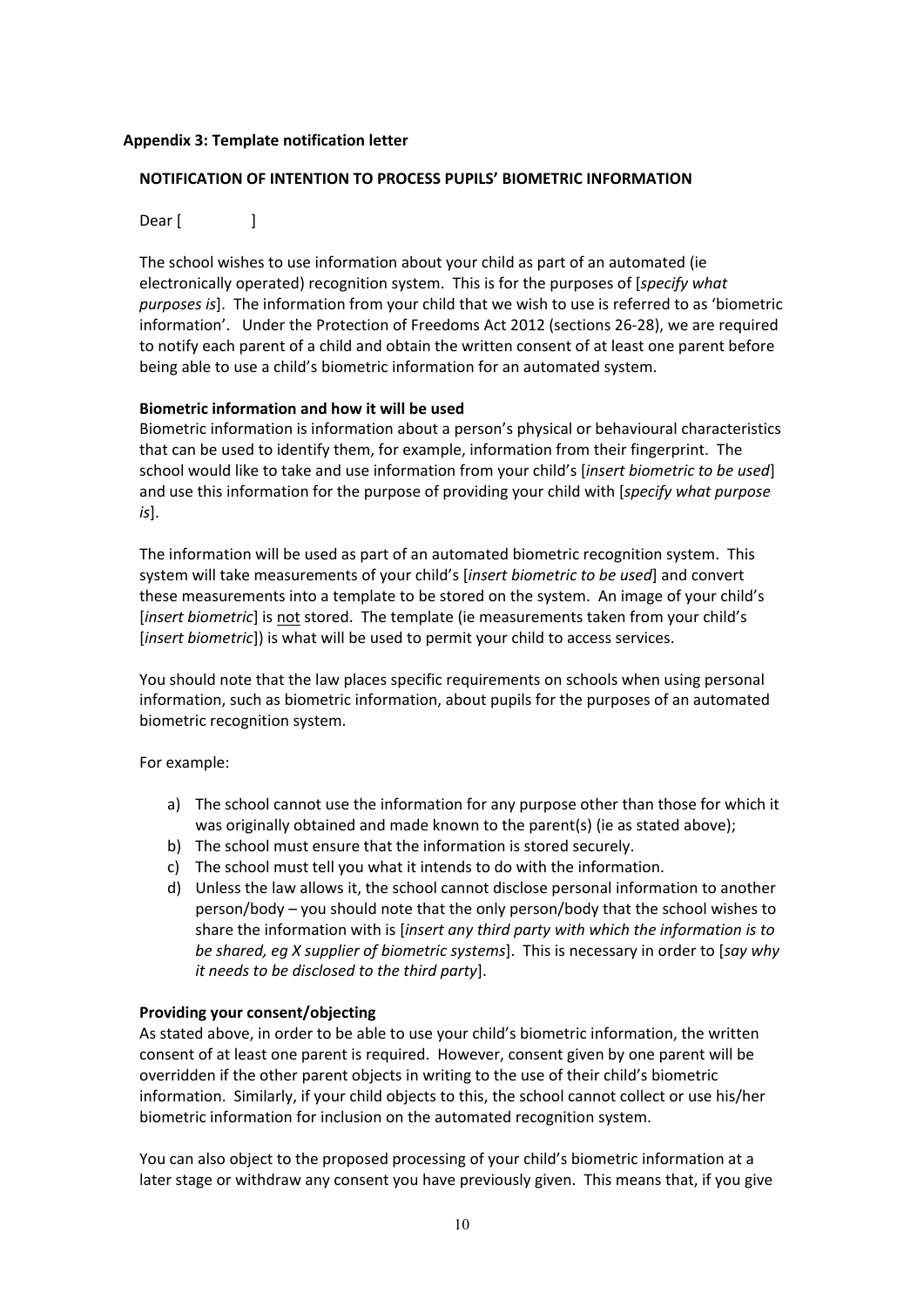**Appendix 3: Template notification letter**

**NOTIFICATION OF INTENTION TO PROCESS PUPILS' BIOMETRIC INFORMATION**

Dear [ ]

The school wishes to use information about your child as part of an automated (ie electronically operated) recognition system. This is for the purposes of [*specify what purposes is*]. The information from your child that we wish to use is referred to as 'biometric information'. Under the Protection of Freedoms Act 2012 (sections 26-28), we are required to notify each parent of a child and obtain the written consent of at least one parent before being able to use a child's biometric information for an automated system.

**Biometric information and how it will be used**

Biometric information is information about a person's physical or behavioural characteristics that can be used to identify them, for example, information from their fingerprint. The school would like to take and use information from your child's [*insert biometric to be used*] and use this information for the purpose of providing your child with [*specify what purpose is*].

The information will be used as part of an automated biometric recognition system. This system will take measurements of your child's [*insert biometric to be used*] and convert these measurements into a template to be stored on the system. An image of your child's [*insert biometric*] is <u>not</u> stored. The template (ie measurements taken from your child's [*insert biometric*]) is what will be used to permit your child to access services.

You should note that the law places specific requirements on schools when using personal information, such as biometric information, about pupils for the purposes of an automated biometric recognition system.

For example:

a) The school cannot use the information for any purpose other than those for which it was originally obtained and made known to the parent(s) (ie as stated above);
b) The school must ensure that the information is stored securely.
c) The school must tell you what it intends to do with the information.
d) Unless the law allows it, the school cannot disclose personal information to another person/body – you should note that the only person/body that the school wishes to share the information with is [*insert any third party with which the information is to be shared, eg X supplier of biometric systems*]. This is necessary in order to [*say why it needs to be disclosed to the third party*].

**Providing your consent/objecting**

As stated above, in order to be able to use your child's biometric information, the written consent of at least one parent is required. However, consent given by one parent will be overridden if the other parent objects in writing to the use of their child's biometric information. Similarly, if your child objects to this, the school cannot collect or use his/her biometric information for inclusion on the automated recognition system.

You can also object to the proposed processing of your child's biometric information at a later stage or withdraw any consent you have previously given. This means that, if you give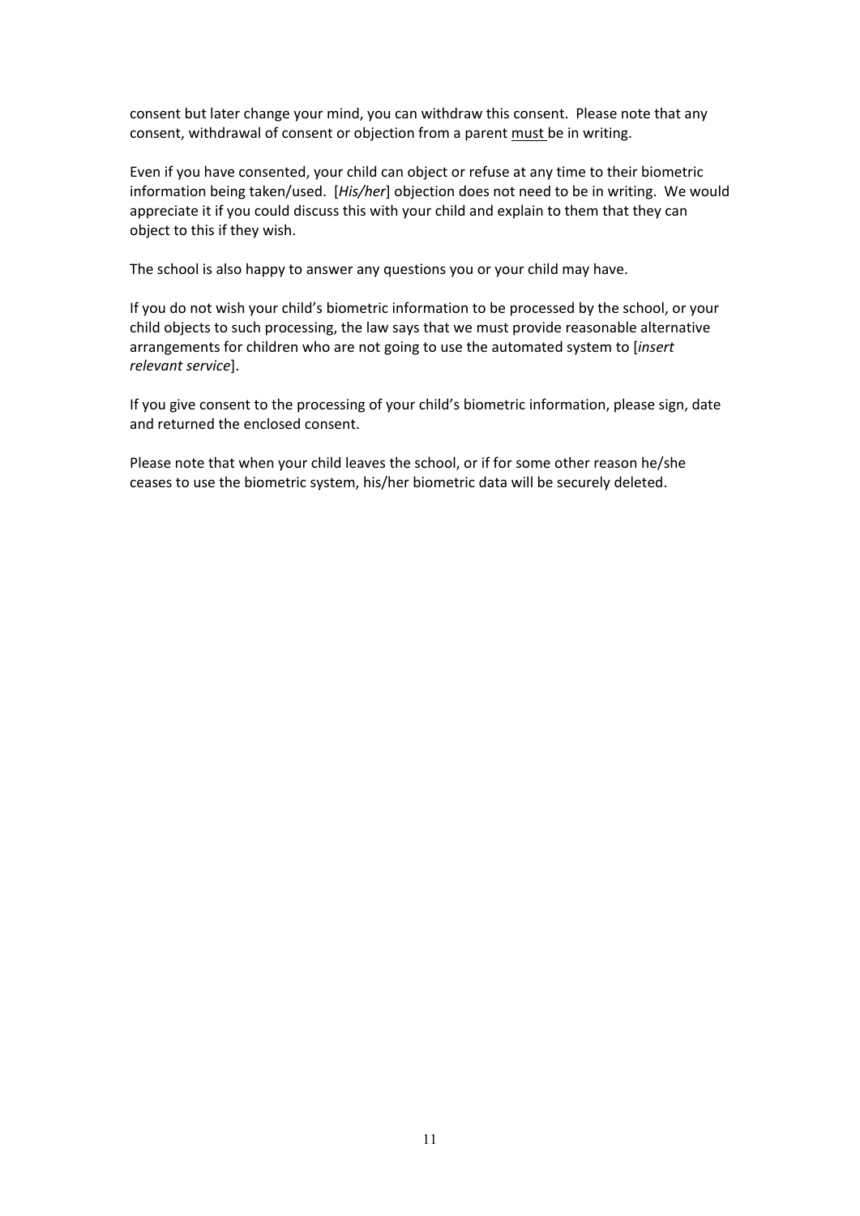consent but later change your mind, you can withdraw this consent. Please note that any consent, withdrawal of consent or objection from a parent must be in writing.

Even if you have consented, your child can object or refuse at any time to their biometric information being taken/used. [*His/her*] objection does not need to be in writing. We would appreciate it if you could discuss this with your child and explain to them that they can object to this if they wish.

The school is also happy to answer any questions you or your child may have.

If you do not wish your child's biometric information to be processed by the school, or your child objects to such processing, the law says that we must provide reasonable alternative arrangements for children who are not going to use the automated system to [*insert relevant service*].

If you give consent to the processing of your child's biometric information, please sign, date and returned the enclosed consent.

Please note that when your child leaves the school, or if for some other reason he/she ceases to use the biometric system, his/her biometric data will be securely deleted.